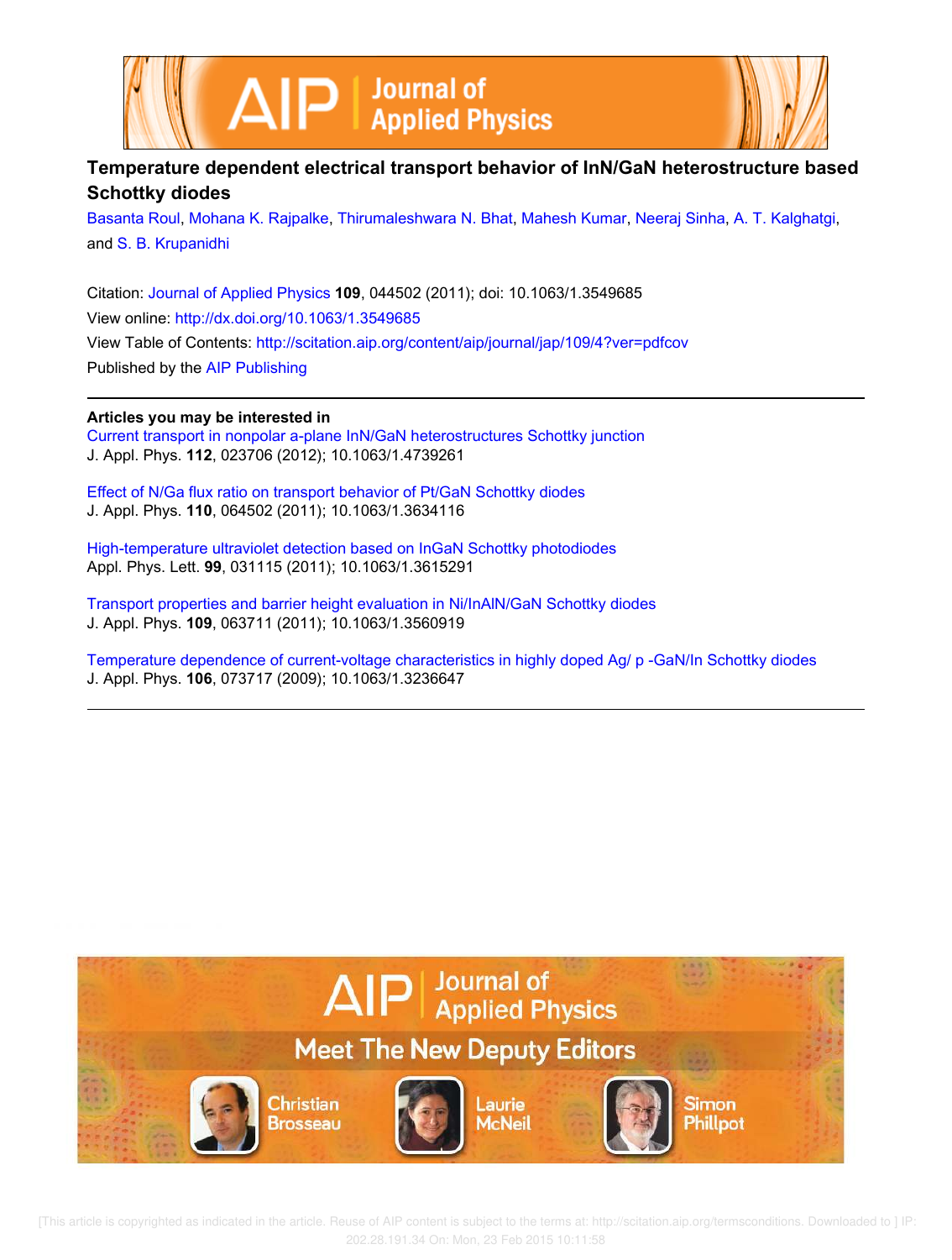# Temperature dependent electrical transport behavior of InN/GaN heterostructure based Schottky diodes

Basanta Roul, Mohana K. Rajpalke, Thirumaleshwara N. Bhat, Mahesh Kumar, Neeraj Sinha, A. T. Kalghatgi, and S. B. Krupanidhi

Citation: Journal of Applied Physics **109**, 044502 (2011); doi: 10.1063/1.3549685

View online: http://dx.doi.org/10.1063/1.3549685

View Table of Contents: http://scitation.aip.org/content/aip/journal/jap/109/4?ver=pdfcov

Published by the AIP Publishing

**Articles you may be interested in**

Current transport in nonpolar a-plane InN/GaN heterostructures Schottky junction
J. Appl. Phys. **112**, 023706 (2012); 10.1063/1.4739261

Effect of N/Ga flux ratio on transport behavior of Pt/GaN Schottky diodes
J. Appl. Phys. **110**, 064502 (2011); 10.1063/1.3634116

High-temperature ultraviolet detection based on InGaN Schottky photodiodes
Appl. Phys. Lett. **99**, 031115 (2011); 10.1063/1.3615291

Transport properties and barrier height evaluation in Ni/InAlN/GaN Schottky diodes
J. Appl. Phys. **109**, 063711 (2011); 10.1063/1.3560919

Temperature dependence of current-voltage characteristics in highly doped Ag/ p -GaN/In Schottky diodes
J. Appl. Phys. **106**, 073717 (2009); 10.1063/1.3236647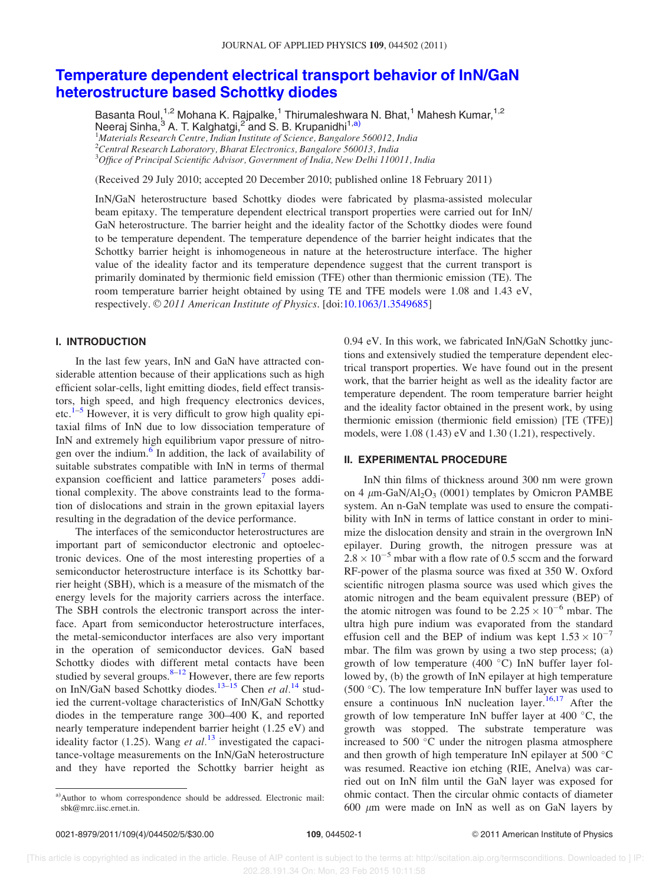# Temperature dependent electrical transport behavior of InN/GaN heterostructure based Schottky diodes

Basanta Roul,[1,2] Mohana K. Rajpalke,[1] Thirumaleshwara N. Bhat,[1] Mahesh Kumar,[1,2] Neeraj Sinha,[3] A. T. Kalghatgi,[2] and S. B. Krupanidhi[1,a)]

[1]*Materials Research Centre, Indian Institute of Science, Bangalore 560012, India*
[2]*Central Research Laboratory, Bharat Electronics, Bangalore 560013, India*
[3]*Office of Principal Scientific Advisor, Government of India, New Delhi 110011, India*

(Received 29 July 2010; accepted 20 December 2010; published online 18 February 2011)

InN/GaN heterostructure based Schottky diodes were fabricated by plasma-assisted molecular beam epitaxy. The temperature dependent electrical transport properties were carried out for InN/GaN heterostructure. The barrier height and the ideality factor of the Schottky diodes were found to be temperature dependent. The temperature dependence of the barrier height indicates that the Schottky barrier height is inhomogeneous in nature at the heterostructure interface. The higher value of the ideality factor and its temperature dependence suggest that the current transport is primarily dominated by thermionic field emission (TFE) other than thermionic emission (TE). The room temperature barrier height obtained by using TE and TFE models were 1.08 and 1.43 eV, respectively. © *2011 American Institute of Physics*. [doi:10.1063/1.3549685]

## I. INTRODUCTION

In the last few years, InN and GaN have attracted considerable attention because of their applications such as high efficient solar-cells, light emitting diodes, field effect transistors, high speed, and high frequency electronics devices, etc.[1–5] However, it is very difficult to grow high quality epitaxial films of InN due to low dissociation temperature of InN and extremely high equilibrium vapor pressure of nitrogen over the indium.[6] In addition, the lack of availability of suitable substrates compatible with InN in terms of thermal expansion coefficient and lattice parameters[7] poses additional complexity. The above constraints lead to the formation of dislocations and strain in the grown epitaxial layers resulting in the degradation of the device performance.

The interfaces of the semiconductor heterostructures are important part of semiconductor electronic and optoelectronic devices. One of the most interesting properties of a semiconductor heterostructure interface is its Schottky barrier height (SBH), which is a measure of the mismatch of the energy levels for the majority carriers across the interface. The SBH controls the electronic transport across the interface. Apart from semiconductor heterostructure interfaces, the metal-semiconductor interfaces are also very important in the operation of semiconductor devices. GaN based Schottky diodes with different metal contacts have been studied by several groups.[8–12] However, there are few reports on InN/GaN based Schottky diodes.[13–15] Chen *et al.*[14] studied the current-voltage characteristics of InN/GaN Schottky diodes in the temperature range 300–400 K, and reported nearly temperature independent barrier height (1.25 eV) and ideality factor (1.25). Wang *et al.*[13] investigated the capacitance-voltage measurements on the InN/GaN heterostructure and they have reported the Schottky barrier height as 0.94 eV. In this work, we fabricated InN/GaN Schottky junctions and extensively studied the temperature dependent electrical transport properties. We have found out in the present work, that the barrier height as well as the ideality factor are temperature dependent. The room temperature barrier height and the ideality factor obtained in the present work, by using thermionic emission (thermionic field emission) [TE (TFE)] models, were 1.08 (1.43) eV and 1.30 (1.21), respectively.

## II. EXPERIMENTAL PROCEDURE

InN thin films of thickness around 300 nm were grown on 4 $\mu$m-GaN/$Al_2O_3$ (0001) templates by Omicron PAMBE system. An n-GaN template was used to ensure the compatibility with InN in terms of lattice constant in order to minimize the dislocation density and strain in the overgrown InN epilayer. During growth, the nitrogen pressure was at $2.8 \times 10^{-5}$ mbar with a flow rate of 0.5 sccm and the forward RF-power of the plasma source was fixed at 350 W. Oxford scientific nitrogen plasma source was used which gives the atomic nitrogen and the beam equivalent pressure (BEP) of the atomic nitrogen was found to be $2.25 \times 10^{-6}$ mbar. The ultra high pure indium was evaporated from the standard effusion cell and the BEP of indium was kept $1.53 \times 10^{-7}$ mbar. The film was grown by using a two step process; (a) growth of low temperature (400 °C) InN buffer layer followed by, (b) the growth of InN epilayer at high temperature (500 °C). The low temperature InN buffer layer was used to ensure a continuous InN nucleation layer.[16,17] After the growth of low temperature InN buffer layer at 400 °C, the growth was stopped. The substrate temperature was increased to 500 °C under the nitrogen plasma atmosphere and then growth of high temperature InN epilayer at 500 °C was resumed. Reactive ion etching (RIE, Anelva) was carried out on InN film until the GaN layer was exposed for ohmic contact. Then the circular ohmic contacts of diameter 600 $\mu$m were made on InN as well as on GaN layers by

a)Author to whom correspondence should be addressed. Electronic mail: sbk@mrc.iisc.ernet.in.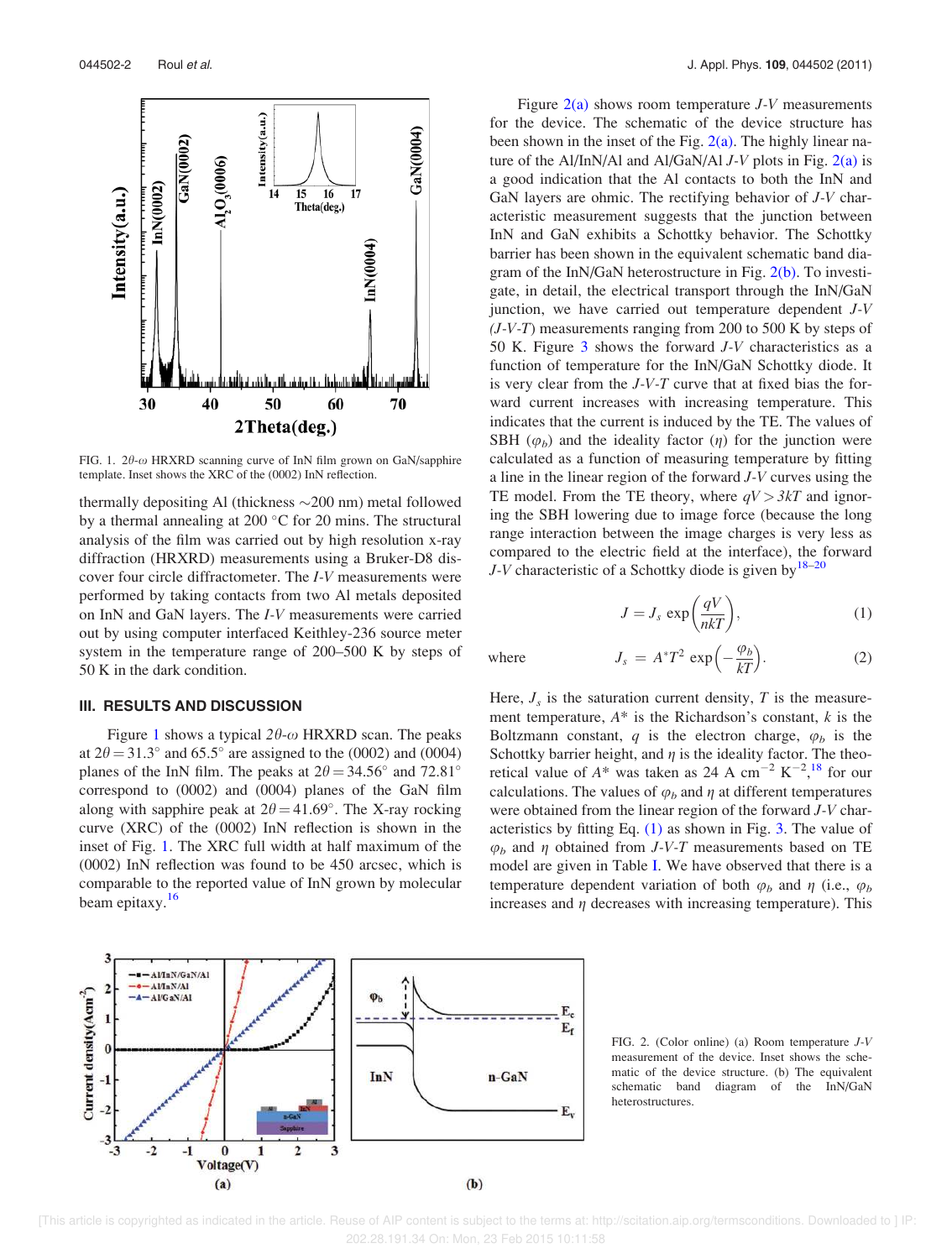FIG. 1. 2$\theta$-$\omega$ HRXRD scanning curve of InN film grown on GaN/sapphire template. Inset shows the XRC of the (0002) InN reflection.

thermally depositing Al (thickness ~200 nm) metal followed by a thermal annealing at 200 °C for 20 mins. The structural analysis of the film was carried out by high resolution x-ray diffraction (HRXRD) measurements using a Bruker-D8 discover four circle diffractometer. The *I-V* measurements were performed by taking contacts from two Al metals deposited on InN and GaN layers. The *I-V* measurements were carried out by using computer interfaced Keithley-236 source meter system in the temperature range of 200–500 K by steps of 50 K in the dark condition.

## III. RESULTS AND DISCUSSION

Figure 1 shows a typical 2$\theta$-$\omega$ HRXRD scan. The peaks at $2\theta = 31.3°$ and 65.5° are assigned to the (0002) and (0004) planes of the InN film. The peaks at $2\theta = 34.56°$ and 72.81° correspond to (0002) and (0004) planes of the GaN film along with sapphire peak at $2\theta = 41.69°$. The X-ray rocking curve (XRC) of the (0002) InN reflection is shown in the inset of Fig. 1. The XRC full width at half maximum of the (0002) InN reflection was found to be 450 arcsec, which is comparable to the reported value of InN grown by molecular beam epitaxy.[16]

Figure 2(a) shows room temperature *J-V* measurements for the device. The schematic of the device structure has been shown in the inset of the Fig. 2(a). The highly linear nature of the Al/InN/Al and Al/GaN/Al *J-V* plots in Fig. 2(a) is a good indication that the Al contacts to both the InN and GaN layers are ohmic. The rectifying behavior of *J-V* characteristic measurement suggests that the junction between InN and GaN exhibits a Schottky behavior. The Schottky barrier has been shown in the equivalent schematic band diagram of the InN/GaN heterostructure in Fig. 2(b). To investigate, in detail, the electrical transport through the InN/GaN junction, we have carried out temperature dependent *J-V* (*J-V-T*) measurements ranging from 200 to 500 K by steps of 50 K. Figure 3 shows the forward *J-V* characteristics as a function of temperature for the InN/GaN Schottky diode. It is very clear from the *J-V-T* curve that at fixed bias the forward current increases with increasing temperature. This indicates that the current is induced by the TE. The values of SBH ($\varphi_b$) and the ideality factor ($\eta$) for the junction were calculated as a function of measuring temperature by fitting a line in the linear region of the forward *J-V* curves using the TE model. From the TE theory, where $qV > 3kT$ and ignoring the SBH lowering due to image force (because the long range interaction between the image charges is very less as compared to the electric field at the interface), the forward *J-V* characteristic of a Schottky diode is given by[18–20]

$$J = J_s \exp\left(\frac{qV}{nkT}\right), \tag{1}$$

where

$$J_s = A^* T^2 \exp\left(-\frac{\varphi_b}{kT}\right). \tag{2}$$

Here, $J_s$ is the saturation current density, $T$ is the measurement temperature, $A^*$ is the Richardson's constant, $k$ is the Boltzmann constant, $q$ is the electron charge, $\varphi_b$ is the Schottky barrier height, and $\eta$ is the ideality factor. The theoretical value of $A^*$ was taken as 24 A cm$^{-2}$ K$^{-2}$,[18] for our calculations. The values of $\varphi_b$ and $\eta$ at different temperatures were obtained from the linear region of the forward *J-V* characteristics by fitting Eq. (1) as shown in Fig. 3. The value of $\varphi_b$ and $\eta$ obtained from *J-V-T* measurements based on TE model are given in Table I. We have observed that there is a temperature dependent variation of both $\varphi_b$ and $\eta$ (i.e., $\varphi_b$ increases and $\eta$ decreases with increasing temperature). This

FIG. 2. (Color online) (a) Room temperature *J-V* measurement of the device. Inset shows the schematic of the device structure. (b) The equivalent schematic band diagram of the InN/GaN heterostructures.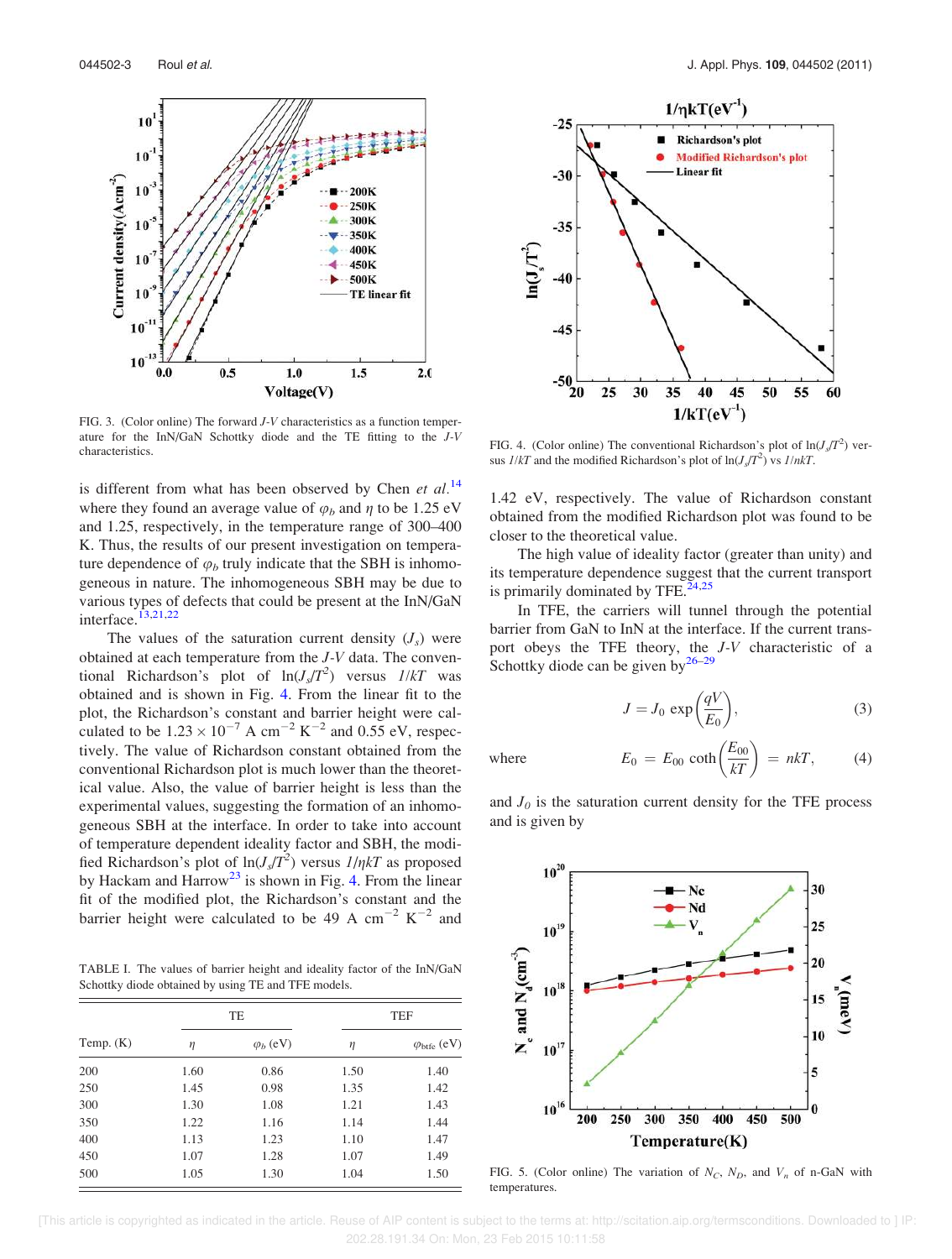FIG. 3. (Color online) The forward *J-V* characteristics as a function temperature for the InN/GaN Schottky diode and the TE fitting to the *J-V* characteristics.

is different from what has been observed by Chen *et al.*[14] where they found an average value of $\varphi_b$ and $\eta$ to be 1.25 eV and 1.25, respectively, in the temperature range of 300–400 K. Thus, the results of our present investigation on temperature dependence of $\varphi_b$ truly indicate that the SBH is inhomogeneous in nature. The inhomogeneous SBH may be due to various types of defects that could be present at the InN/GaN interface.[13,21,22]

The values of the saturation current density ($J_s$) were obtained at each temperature from the *J-V* data. The conventional Richardson's plot of $\ln(J_s/T^2)$ versus $1/kT$ was obtained and is shown in Fig. 4. From the linear fit to the plot, the Richardson's constant and barrier height were calculated to be $1.23 \times 10^{-7}$ A cm$^{-2}$ K$^{-2}$ and 0.55 eV, respectively. The value of Richardson constant obtained from the conventional Richardson plot is much lower than the theoretical value. Also, the value of barrier height is less than the experimental values, suggesting the formation of an inhomogeneous SBH at the interface. In order to take into account of temperature dependent ideality factor and SBH, the modified Richardson's plot of $\ln(J_s/T^2)$ versus $1/\eta kT$ as proposed by Hackam and Harrow[23] is shown in Fig. 4. From the linear fit of the modified plot, the Richardson's constant and the barrier height were calculated to be 49 A cm$^{-2}$ K$^{-2}$ and 1.42 eV, respectively. The value of Richardson constant obtained from the modified Richardson plot was found to be closer to the theoretical value.

FIG. 4. (Color online) The conventional Richardson's plot of $\ln(J_s/T^2)$ versus $1/kT$ and the modified Richardson's plot of $\ln(J_s/T^2)$ vs $1/nkT$.

The high value of ideality factor (greater than unity) and its temperature dependence suggest that the current transport is primarily dominated by TFE.[24,25]

In TFE, the carriers will tunnel through the potential barrier from GaN to InN at the interface. If the current transport obeys the TFE theory, the *J-V* characteristic of a Schottky diode can be given by[26–29]

$$J = J_0 \exp\left(\frac{qV}{E_0}\right), \tag{3}$$

where

$$E_0 = E_{00} \coth\left(\frac{E_{00}}{kT}\right) = nkT, \tag{4}$$

and $J_0$ is the saturation current density for the TFE process and is given by

TABLE I. The values of barrier height and ideality factor of the InN/GaN Schottky diode obtained by using TE and TFE models.

| Temp. (K) | TE | | TEF | |
|---|---|---|---|---|
| | $\eta$ | $\varphi_b$ (eV) | $\eta$ | $\varphi_{btfe}$ (eV) |
| 200 | 1.60 | 0.86 | 1.50 | 1.40 |
| 250 | 1.45 | 0.98 | 1.35 | 1.42 |
| 300 | 1.30 | 1.08 | 1.21 | 1.43 |
| 350 | 1.22 | 1.16 | 1.14 | 1.44 |
| 400 | 1.13 | 1.23 | 1.10 | 1.47 |
| 450 | 1.07 | 1.28 | 1.07 | 1.49 |
| 500 | 1.05 | 1.30 | 1.04 | 1.50 |

FIG. 5. (Color online) The variation of $N_C$, $N_D$, and $V_n$ of n-GaN with temperatures.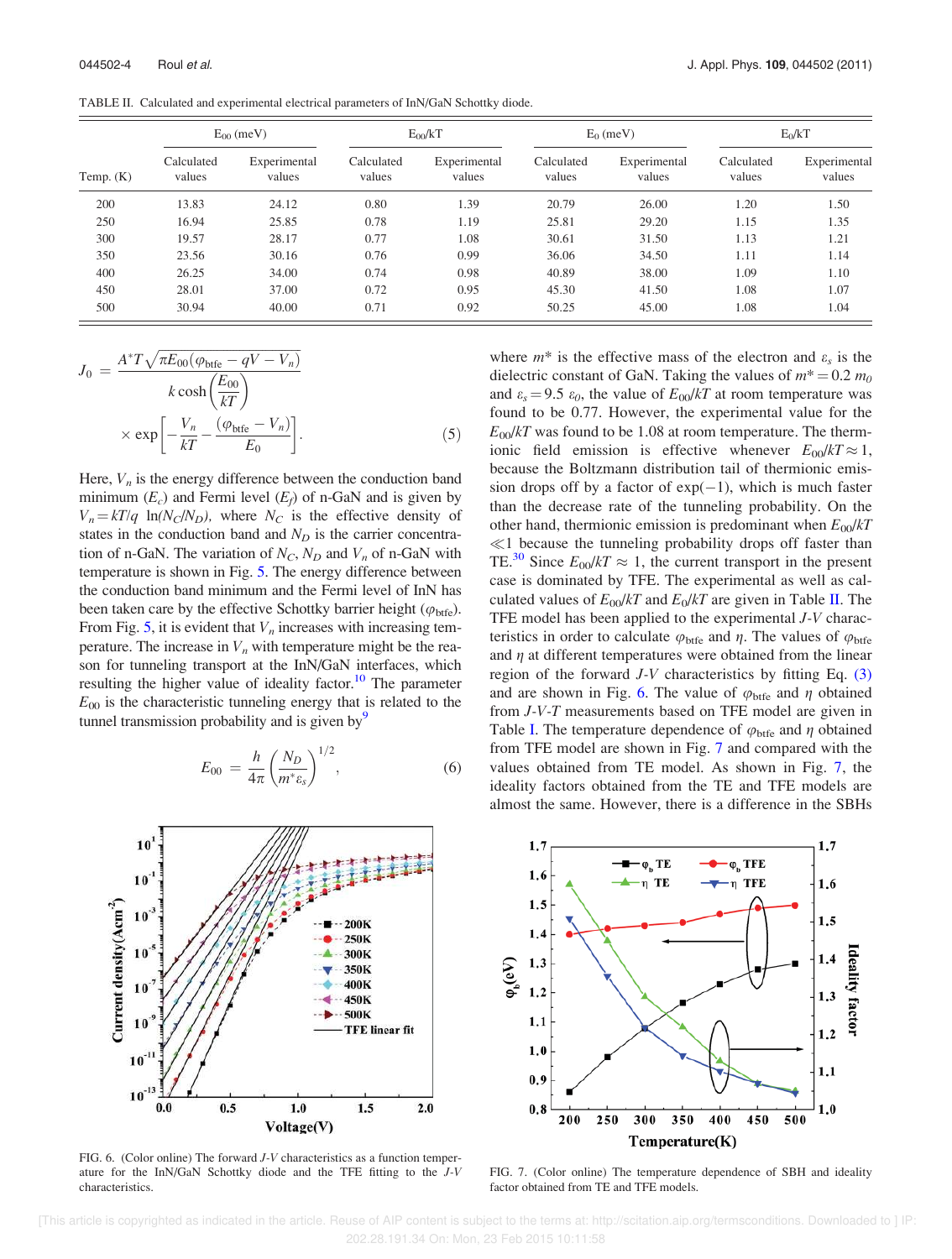TABLE II. Calculated and experimental electrical parameters of InN/GaN Schottky diode.

| Temp. (K) | $E_{00}$ (meV) | | $E_{00}/kT$ | | $E_0$ (meV) | | $E_0/kT$ | |
|---|---|---|---|---|---|---|---|---|
| | Calculated values | Experimental values | Calculated values | Experimental values | Calculated values | Experimental values | Calculated values | Experimental values |
| 200 | 13.83 | 24.12 | 0.80 | 1.39 | 20.79 | 26.00 | 1.20 | 1.50 |
| 250 | 16.94 | 25.85 | 0.78 | 1.19 | 25.81 | 29.20 | 1.15 | 1.35 |
| 300 | 19.57 | 28.17 | 0.77 | 1.08 | 30.61 | 31.50 | 1.13 | 1.21 |
| 350 | 23.56 | 30.16 | 0.76 | 0.99 | 36.06 | 34.50 | 1.11 | 1.14 |
| 400 | 26.25 | 34.00 | 0.74 | 0.98 | 40.89 | 38.00 | 1.09 | 1.10 |
| 450 | 28.01 | 37.00 | 0.72 | 0.95 | 45.30 | 41.50 | 1.08 | 1.07 |
| 500 | 30.94 | 40.00 | 0.71 | 0.92 | 50.25 | 45.00 | 1.08 | 1.04 |

$$J_0 = \frac{A^*T\sqrt{\pi E_{00}(\varphi_{\rm btfe} - qV - V_n)}}{k\cosh\left(\frac{E_{00}}{kT}\right)} \times \exp\left[-\frac{V_n}{kT} - \frac{(\varphi_{\rm btfe} - V_n)}{E_0}\right]. \quad (5)$$

Here, $V_n$ is the energy difference between the conduction band minimum ($E_c$) and Fermi level ($E_f$) of n-GaN and is given by $V_n = kT/q\ \ln(N_C/N_D)$, where $N_C$ is the effective density of states in the conduction band and $N_D$ is the carrier concentration of n-GaN. The variation of $N_C$, $N_D$ and $V_n$ of n-GaN with temperature is shown in Fig. 5. The energy difference between the conduction band minimum and the Fermi level of InN has been taken care by the effective Schottky barrier height ($\varphi_{\rm btfe}$). From Fig. 5, it is evident that $V_n$ increases with increasing temperature. The increase in $V_n$ with temperature might be the reason for tunneling transport at the InN/GaN interfaces, which resulting the higher value of ideality factor.[10] The parameter $E_{00}$ is the characteristic tunneling energy that is related to the tunnel transmission probability and is given by[9]

$$E_{00} = \frac{h}{4\pi}\left(\frac{N_D}{m^*\varepsilon_s}\right)^{1/2}, \quad (6)$$

where $m^*$ is the effective mass of the electron and $\varepsilon_s$ is the dielectric constant of GaN. Taking the values of $m^* = 0.2\ m_0$ and $\varepsilon_s = 9.5\ \varepsilon_0$, the value of $E_{00}/kT$ at room temperature was found to be 0.77. However, the experimental value for the $E_{00}/kT$ was found to be 1.08 at room temperature. The thermionic field emission is effective whenever $E_{00}/kT \approx 1$, because the Boltzmann distribution tail of thermionic emission drops off by a factor of $\exp(-1)$, which is much faster than the decrease rate of the tunneling probability. On the other hand, thermionic emission is predominant when $E_{00}/kT \ll 1$ because the tunneling probability drops off faster than TE.[30] Since $E_{00}/kT \approx 1$, the current transport in the present case is dominated by TFE. The experimental as well as calculated values of $E_{00}/kT$ and $E_0/kT$ are given in Table II. The TFE model has been applied to the experimental $J$-$V$ characteristics in order to calculate $\varphi_{\rm btfe}$ and $\eta$. The values of $\varphi_{\rm btfe}$ and $\eta$ at different temperatures were obtained from the linear region of the forward $J$-$V$ characteristics by fitting Eq. (3) and are shown in Fig. 6. The value of $\varphi_{\rm btfe}$ and $\eta$ obtained from $J$-$V$-$T$ measurements based on TFE model are given in Table I. The temperature dependence of $\varphi_{\rm btfe}$ and $\eta$ obtained from TFE model are shown in Fig. 7 and compared with the values obtained from TE model. As shown in Fig. 7, the ideality factors obtained from the TE and TFE models are almost the same. However, there is a difference in the SBHs

FIG. 6. (Color online) The forward $J$-$V$ characteristics as a function temperature for the InN/GaN Schottky diode and the TFE fitting to the $J$-$V$ characteristics.

FIG. 7. (Color online) The temperature dependence of SBH and ideality factor obtained from TE and TFE models.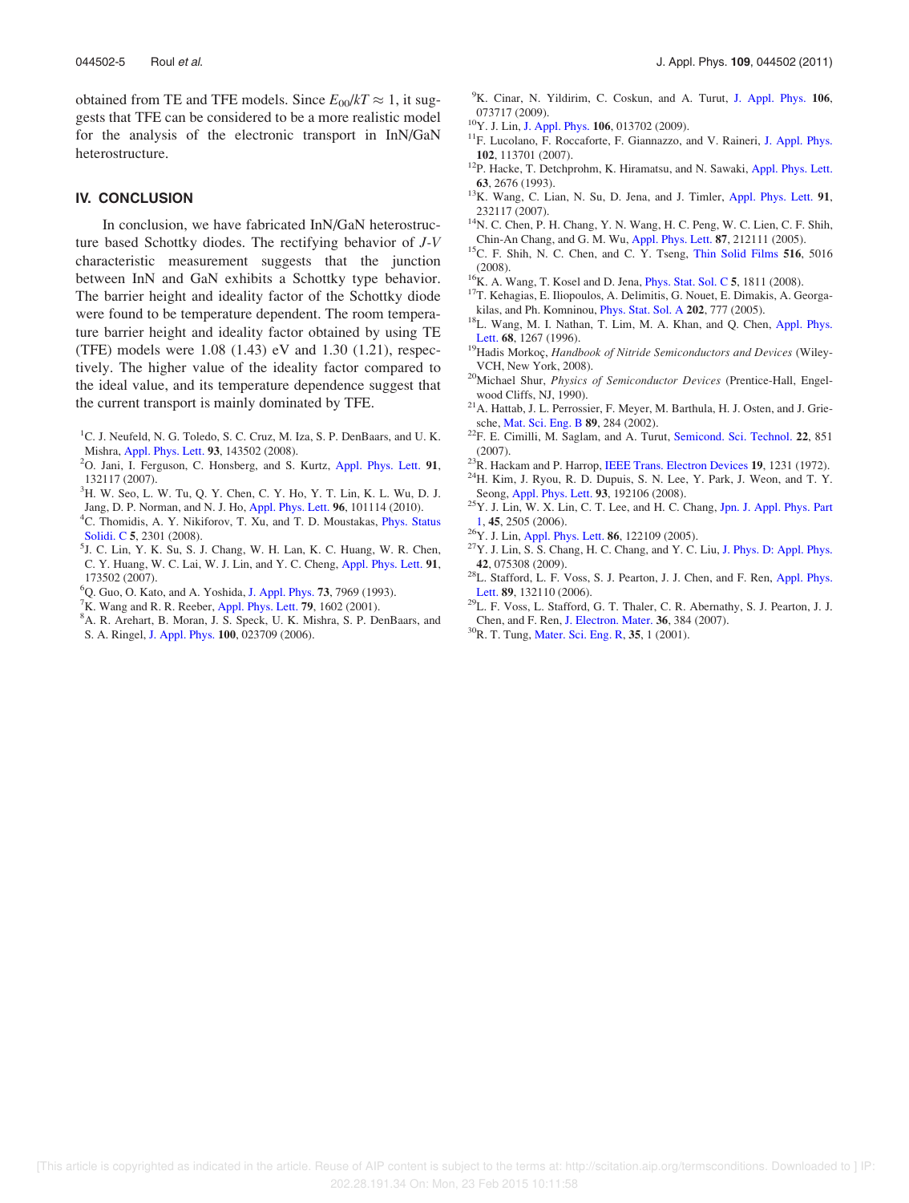obtained from TE and TFE models. Since $E_{00}/kT \approx 1$, it suggests that TFE can be considered to be a more realistic model for the analysis of the electronic transport in InN/GaN heterostructure.

## IV. CONCLUSION

In conclusion, we have fabricated InN/GaN heterostructure based Schottky diodes. The rectifying behavior of $J$-$V$ characteristic measurement suggests that the junction between InN and GaN exhibits a Schottky type behavior. The barrier height and ideality factor of the Schottky diode were found to be temperature dependent. The room temperature barrier height and ideality factor obtained by using TE (TFE) models were 1.08 (1.43) eV and 1.30 (1.21), respectively. The higher value of the ideality factor compared to the ideal value, and its temperature dependence suggest that the current transport is mainly dominated by TFE.

[1] C. J. Neufeld, N. G. Toledo, S. C. Cruz, M. Iza, S. P. DenBaars, and U. K. Mishra, Appl. Phys. Lett. **93**, 143502 (2008).

[2] O. Jani, I. Ferguson, C. Honsberg, and S. Kurtz, Appl. Phys. Lett. **91**, 132117 (2007).

[3] H. W. Seo, L. W. Tu, Q. Y. Chen, C. Y. Ho, Y. T. Lin, K. L. Wu, D. J. Jang, D. P. Norman, and N. J. Ho, Appl. Phys. Lett. **96**, 101114 (2010).

[4] C. Thomidis, A. Y. Nikiforov, T. Xu, and T. D. Moustakas, Phys. Status Solidi. C **5**, 2301 (2008).

[5] J. C. Lin, Y. K. Su, S. J. Chang, W. H. Lan, K. C. Huang, W. R. Chen, C. Y. Huang, W. C. Lai, W. J. Lin, and Y. C. Cheng, Appl. Phys. Lett. **91**, 173502 (2007).

[6] Q. Guo, O. Kato, and A. Yoshida, J. Appl. Phys. **73**, 7969 (1993).

[7] K. Wang and R. R. Reeber, Appl. Phys. Lett. **79**, 1602 (2001).

[8] A. R. Arehart, B. Moran, J. S. Speck, U. K. Mishra, S. P. DenBaars, and S. A. Ringel, J. Appl. Phys. **100**, 023709 (2006).

[9] K. Cinar, N. Yildirim, C. Coskun, and A. Turut, J. Appl. Phys. **106**, 073717 (2009).

[10] Y. J. Lin, J. Appl. Phys. **106**, 013702 (2009).

[11] F. Lucolano, F. Roccaforte, F. Giannazzo, and V. Raineri, J. Appl. Phys. **102**, 113701 (2007).

[12] P. Hacke, T. Detchprohm, K. Hiramatsu, and N. Sawaki, Appl. Phys. Lett. **63**, 2676 (1993).

[13] K. Wang, C. Lian, N. Su, D. Jena, and J. Timler, Appl. Phys. Lett. **91**, 232117 (2007).

[14] N. C. Chen, P. H. Chang, Y. N. Wang, H. C. Peng, W. C. Lien, C. F. Shih, Chin-An Chang, and G. M. Wu, Appl. Phys. Lett. **87**, 212111 (2005).

[15] C. F. Shih, N. C. Chen, and C. Y. Tseng, Thin Solid Films **516**, 5016 (2008).

[16] K. A. Wang, T. Kosel and D. Jena, Phys. Stat. Sol. C **5**, 1811 (2008).

[17] T. Kehagias, E. Iliopoulos, A. Delimitis, G. Nouet, E. Dimakis, A. Georgakilas, and Ph. Komninou, Phys. Stat. Sol. A **202**, 777 (2005).

[18] L. Wang, M. I. Nathan, T. Lim, M. A. Khan, and Q. Chen, Appl. Phys. Lett. **68**, 1267 (1996).

[19] Hadis Morkoç, *Handbook of Nitride Semiconductors and Devices* (Wiley-VCH, New York, 2008).

[20] Michael Shur, *Physics of Semiconductor Devices* (Prentice-Hall, Engelwood Cliffs, NJ, 1990).

[21] A. Hattab, J. L. Perrossier, F. Meyer, M. Barthula, H. J. Osten, and J. Griesche, Mat. Sci. Eng. B **89**, 284 (2002).

[22] F. E. Cimilli, M. Saglam, and A. Turut, Semicond. Sci. Technol. **22**, 851 (2007).

[23] R. Hackam and P. Harrop, IEEE Trans. Electron Devices **19**, 1231 (1972).

[24] H. Kim, J. Ryou, R. D. Dupuis, S. N. Lee, Y. Park, J. Weon, and T. Y. Seong, Appl. Phys. Lett. **93**, 192106 (2008).

[25] Y. J. Lin, W. X. Lin, C. T. Lee, and H. C. Chang, Jpn. J. Appl. Phys. Part 1, **45**, 2505 (2006).

[26] Y. J. Lin, Appl. Phys. Lett. **86**, 122109 (2005).

[27] Y. J. Lin, S. S. Chang, H. C. Chang, and Y. C. Liu, J. Phys. D: Appl. Phys. **42**, 075308 (2009).

[28] L. Stafford, L. F. Voss, S. J. Pearton, J. J. Chen, and F. Ren, Appl. Phys. Lett. **89**, 132110 (2006).

[29] L. F. Voss, L. Stafford, G. T. Thaler, C. R. Abernathy, S. J. Pearton, J. J. Chen, and F. Ren, J. Electron. Mater. **36**, 384 (2007).

[30] R. T. Tung, Mater. Sci. Eng. R, **35**, 1 (2001).